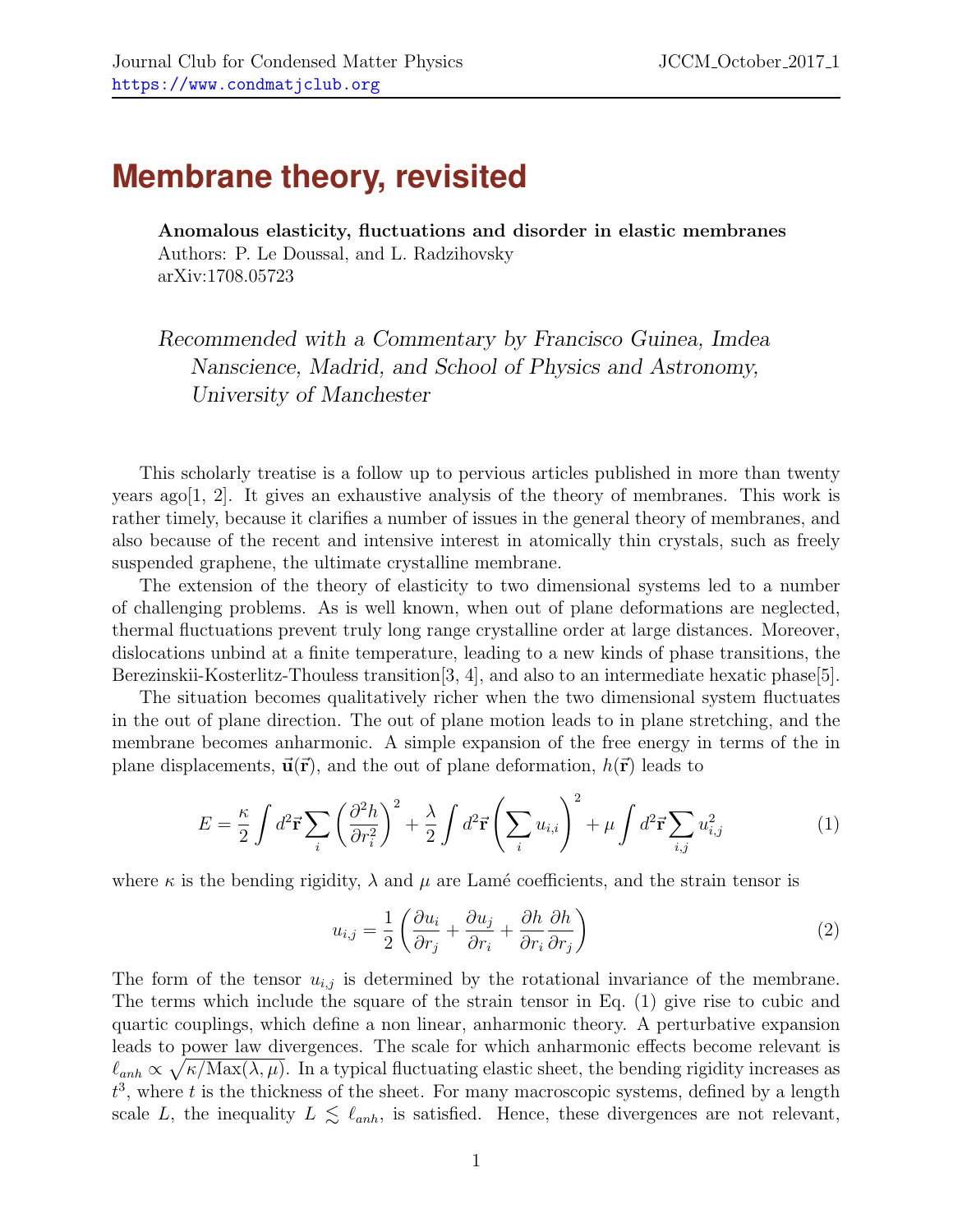# Membrane theory, revisited

**Anomalous elasticity, fluctuations and disorder in elastic membranes**
Authors: P. Le Doussal, and L. Radzihovsky
arXiv:1708.05723

*Recommended with a Commentary by Francisco Guinea, Imdea Nanscience, Madrid, and School of Physics and Astronomy, University of Manchester*

This scholarly treatise is a follow up to pervious articles published in more than twenty years ago[1, 2]. It gives an exhaustive analysis of the theory of membranes. This work is rather timely, because it clarifies a number of issues in the general theory of membranes, and also because of the recent and intensive interest in atomically thin crystals, such as freely suspended graphene, the ultimate crystalline membrane.

The extension of the theory of elasticity to two dimensional systems led to a number of challenging problems. As is well known, when out of plane deformations are neglected, thermal fluctuations prevent truly long range crystalline order at large distances. Moreover, dislocations unbind at a finite temperature, leading to a new kinds of phase transitions, the Berezinskii-Kosterlitz-Thouless transition[3, 4], and also to an intermediate hexatic phase[5].

The situation becomes qualitatively richer when the two dimensional system fluctuates in the out of plane direction. The out of plane motion leads to in plane stretching, and the membrane becomes anharmonic. A simple expansion of the free energy in terms of the in plane displacements, $\vec{\mathbf{u}}(\vec{\mathbf{r}})$, and the out of plane deformation, $h(\vec{\mathbf{r}})$ leads to

$$E = \frac{\kappa}{2} \int d^2\vec{\mathbf{r}} \sum_i \left( \frac{\partial^2 h}{\partial r_i^2} \right)^2 + \frac{\lambda}{2} \int d^2\vec{\mathbf{r}} \left( \sum_i u_{i,i} \right)^2 + \mu \int d^2\vec{\mathbf{r}} \sum_{i,j} u_{i,j}^2 \tag{1}$$

where $\kappa$ is the bending rigidity, $\lambda$ and $\mu$ are Lamé coefficients, and the strain tensor is

$$u_{i,j} = \frac{1}{2} \left( \frac{\partial u_i}{\partial r_j} + \frac{\partial u_j}{\partial r_i} + \frac{\partial h}{\partial r_i} \frac{\partial h}{\partial r_j} \right) \tag{2}$$

The form of the tensor $u_{i,j}$ is determined by the rotational invariance of the membrane. The terms which include the square of the strain tensor in Eq. (1) give rise to cubic and quartic couplings, which define a non linear, anharmonic theory. A perturbative expansion leads to power law divergences. The scale for which anharmonic effects become relevant is $\ell_{anh} \propto \sqrt{\kappa / \mathrm{Max}(\lambda, \mu)}$. In a typical fluctuating elastic sheet, the bending rigidity increases as $t^3$, where $t$ is the thickness of the sheet. For many macroscopic systems, defined by a length scale $L$, the inequality $L \lesssim \ell_{anh}$, is satisfied. Hence, these divergences are not relevant,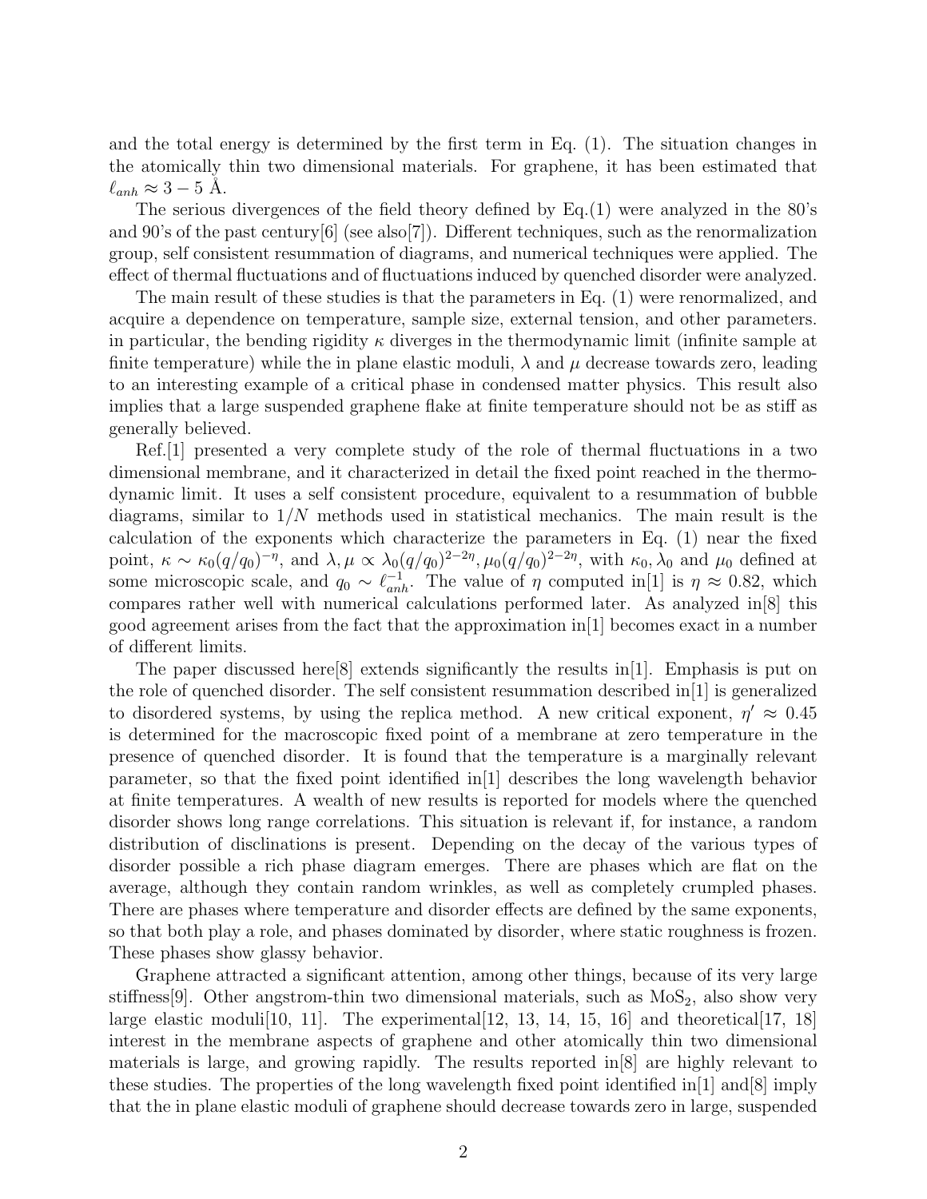and the total energy is determined by the first term in Eq. (1). The situation changes in the atomically thin two dimensional materials. For graphene, it has been estimated that $\ell_{anh} \approx 3-5$ Å.

The serious divergences of the field theory defined by Eq.(1) were analyzed in the 80's and 90's of the past century[6] (see also[7]). Different techniques, such as the renormalization group, self consistent resummation of diagrams, and numerical techniques were applied. The effect of thermal fluctuations and of fluctuations induced by quenched disorder were analyzed.

The main result of these studies is that the parameters in Eq. (1) were renormalized, and acquire a dependence on temperature, sample size, external tension, and other parameters. in particular, the bending rigidity $\kappa$ diverges in the thermodynamic limit (infinite sample at finite temperature) while the in plane elastic moduli, $\lambda$ and $\mu$ decrease towards zero, leading to an interesting example of a critical phase in condensed matter physics. This result also implies that a large suspended graphene flake at finite temperature should not be as stiff as generally believed.

Ref.[1] presented a very complete study of the role of thermal fluctuations in a two dimensional membrane, and it characterized in detail the fixed point reached in the thermodynamic limit. It uses a self consistent procedure, equivalent to a resummation of bubble diagrams, similar to $1/N$ methods used in statistical mechanics. The main result is the calculation of the exponents which characterize the parameters in Eq. (1) near the fixed point, $\kappa \sim \kappa_0 (q/q_0)^{-\eta}$, and $\lambda, \mu \propto \lambda_0 (q/q_0)^{2-2\eta}, \mu_0 (q/q_0)^{2-2\eta}$, with $\kappa_0, \lambda_0$ and $\mu_0$ defined at some microscopic scale, and $q_0 \sim \ell_{anh}^{-1}$. The value of $\eta$ computed in[1] is $\eta \approx 0.82$, which compares rather well with numerical calculations performed later. As analyzed in[8] this good agreement arises from the fact that the approximation in[1] becomes exact in a number of different limits.

The paper discussed here[8] extends significantly the results in[1]. Emphasis is put on the role of quenched disorder. The self consistent resummation described in[1] is generalized to disordered systems, by using the replica method. A new critical exponent, $\eta' \approx 0.45$ is determined for the macroscopic fixed point of a membrane at zero temperature in the presence of quenched disorder. It is found that the temperature is a marginally relevant parameter, so that the fixed point identified in[1] describes the long wavelength behavior at finite temperatures. A wealth of new results is reported for models where the quenched disorder shows long range correlations. This situation is relevant if, for instance, a random distribution of disclinations is present. Depending on the decay of the various types of disorder possible a rich phase diagram emerges. There are phases which are flat on the average, although they contain random wrinkles, as well as completely crumpled phases. There are phases where temperature and disorder effects are defined by the same exponents, so that both play a role, and phases dominated by disorder, where static roughness is frozen. These phases show glassy behavior.

Graphene attracted a significant attention, among other things, because of its very large stiffness[9]. Other angstrom-thin two dimensional materials, such as $MoS_2$, also show very large elastic moduli[10, 11]. The experimental[12, 13, 14, 15, 16] and theoretical[17, 18] interest in the membrane aspects of graphene and other atomically thin two dimensional materials is large, and growing rapidly. The results reported in[8] are highly relevant to these studies. The properties of the long wavelength fixed point identified in[1] and[8] imply that the in plane elastic moduli of graphene should decrease towards zero in large, suspended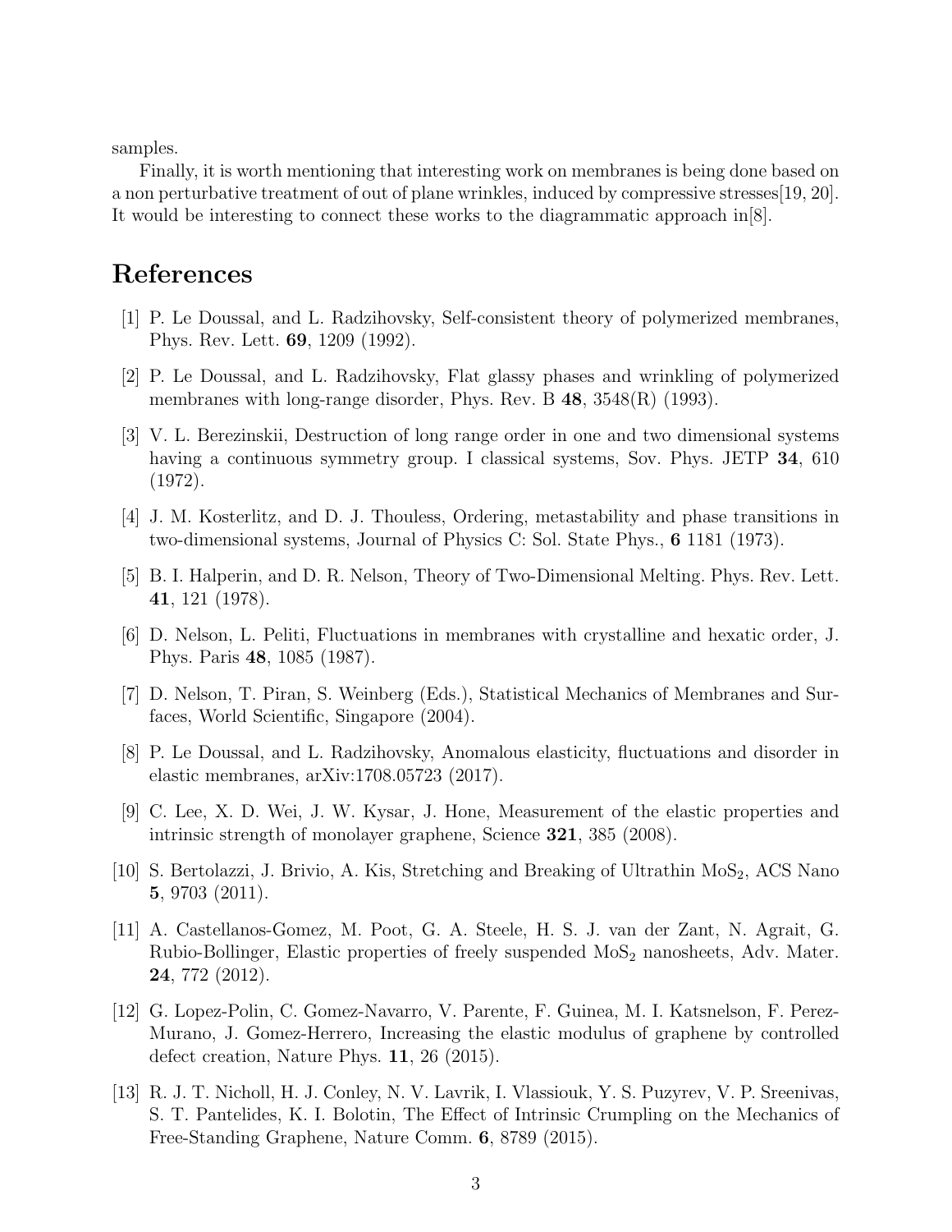samples.

Finally, it is worth mentioning that interesting work on membranes is being done based on a non perturbative treatment of out of plane wrinkles, induced by compressive stresses[19, 20]. It would be interesting to connect these works to the diagrammatic approach in[8].

# References

[1] P. Le Doussal, and L. Radzihovsky, Self-consistent theory of polymerized membranes, Phys. Rev. Lett. **69**, 1209 (1992).

[2] P. Le Doussal, and L. Radzihovsky, Flat glassy phases and wrinkling of polymerized membranes with long-range disorder, Phys. Rev. B **48**, 3548(R) (1993).

[3] V. L. Berezinskii, Destruction of long range order in one and two dimensional systems having a continuous symmetry group. I classical systems, Sov. Phys. JETP **34**, 610 (1972).

[4] J. M. Kosterlitz, and D. J. Thouless, Ordering, metastability and phase transitions in two-dimensional systems, Journal of Physics C: Sol. State Phys., **6** 1181 (1973).

[5] B. I. Halperin, and D. R. Nelson, Theory of Two-Dimensional Melting. Phys. Rev. Lett. **41**, 121 (1978).

[6] D. Nelson, L. Peliti, Fluctuations in membranes with crystalline and hexatic order, J. Phys. Paris **48**, 1085 (1987).

[7] D. Nelson, T. Piran, S. Weinberg (Eds.), Statistical Mechanics of Membranes and Surfaces, World Scientific, Singapore (2004).

[8] P. Le Doussal, and L. Radzihovsky, Anomalous elasticity, fluctuations and disorder in elastic membranes, arXiv:1708.05723 (2017).

[9] C. Lee, X. D. Wei, J. W. Kysar, J. Hone, Measurement of the elastic properties and intrinsic strength of monolayer graphene, Science **321**, 385 (2008).

[10] S. Bertolazzi, J. Brivio, A. Kis, Stretching and Breaking of Ultrathin $MoS_2$, ACS Nano **5**, 9703 (2011).

[11] A. Castellanos-Gomez, M. Poot, G. A. Steele, H. S. J. van der Zant, N. Agrait, G. Rubio-Bollinger, Elastic properties of freely suspended $MoS_2$ nanosheets, Adv. Mater. **24**, 772 (2012).

[12] G. Lopez-Polin, C. Gomez-Navarro, V. Parente, F. Guinea, M. I. Katsnelson, F. Perez-Murano, J. Gomez-Herrero, Increasing the elastic modulus of graphene by controlled defect creation, Nature Phys. **11**, 26 (2015).

[13] R. J. T. Nicholl, H. J. Conley, N. V. Lavrik, I. Vlassiouk, Y. S. Puzyrev, V. P. Sreenivas, S. T. Pantelides, K. I. Bolotin, The Effect of Intrinsic Crumpling on the Mechanics of Free-Standing Graphene, Nature Comm. **6**, 8789 (2015).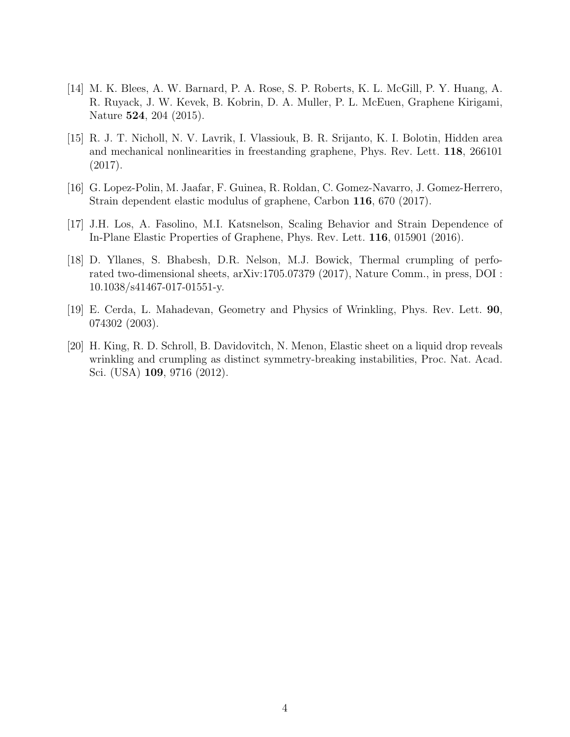[14] M. K. Blees, A. W. Barnard, P. A. Rose, S. P. Roberts, K. L. McGill, P. Y. Huang, A. R. Ruyack, J. W. Kevek, B. Kobrin, D. A. Muller, P. L. McEuen, Graphene Kirigami, Nature **524**, 204 (2015).

[15] R. J. T. Nicholl, N. V. Lavrik, I. Vlassiouk, B. R. Srijanto, K. I. Bolotin, Hidden area and mechanical nonlinearities in freestanding graphene, Phys. Rev. Lett. **118**, 266101 (2017).

[16] G. Lopez-Polin, M. Jaafar, F. Guinea, R. Roldan, C. Gomez-Navarro, J. Gomez-Herrero, Strain dependent elastic modulus of graphene, Carbon **116**, 670 (2017).

[17] J.H. Los, A. Fasolino, M.I. Katsnelson, Scaling Behavior and Strain Dependence of In-Plane Elastic Properties of Graphene, Phys. Rev. Lett. **116**, 015901 (2016).

[18] D. Yllanes, S. Bhabesh, D.R. Nelson, M.J. Bowick, Thermal crumpling of perforated two-dimensional sheets, arXiv:1705.07379 (2017), Nature Comm., in press, DOI : 10.1038/s41467-017-01551-y.

[19] E. Cerda, L. Mahadevan, Geometry and Physics of Wrinkling, Phys. Rev. Lett. **90**, 074302 (2003).

[20] H. King, R. D. Schroll, B. Davidovitch, N. Menon, Elastic sheet on a liquid drop reveals wrinkling and crumpling as distinct symmetry-breaking instabilities, Proc. Nat. Acad. Sci. (USA) **109**, 9716 (2012).